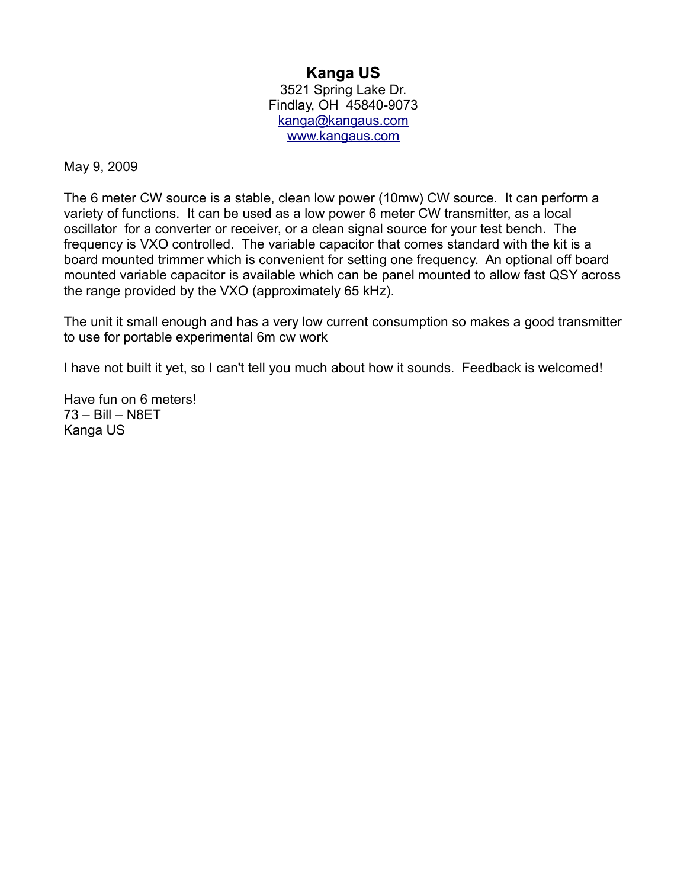**Kanga US**
3521 Spring Lake Dr.
Findlay, OH 45840-9073
[kanga@kangaus.com](mailto:kanga@kangaus.com)
[www.kangaus.com](http://www.kangaus.com)

May 9, 2009

The 6 meter CW source is a stable, clean low power (10mw) CW source. It can perform a variety of functions. It can be used as a low power 6 meter CW transmitter, as a local oscillator for a converter or receiver, or a clean signal source for your test bench. The frequency is VXO controlled. The variable capacitor that comes standard with the kit is a board mounted trimmer which is convenient for setting one frequency. An optional off board mounted variable capacitor is available which can be panel mounted to allow fast QSY across the range provided by the VXO (approximately 65 kHz).

The unit it small enough and has a very low current consumption so makes a good transmitter to use for portable experimental 6m cw work

I have not built it yet, so I can't tell you much about how it sounds. Feedback is welcomed!

Have fun on 6 meters!
73 – Bill – N8ET
Kanga US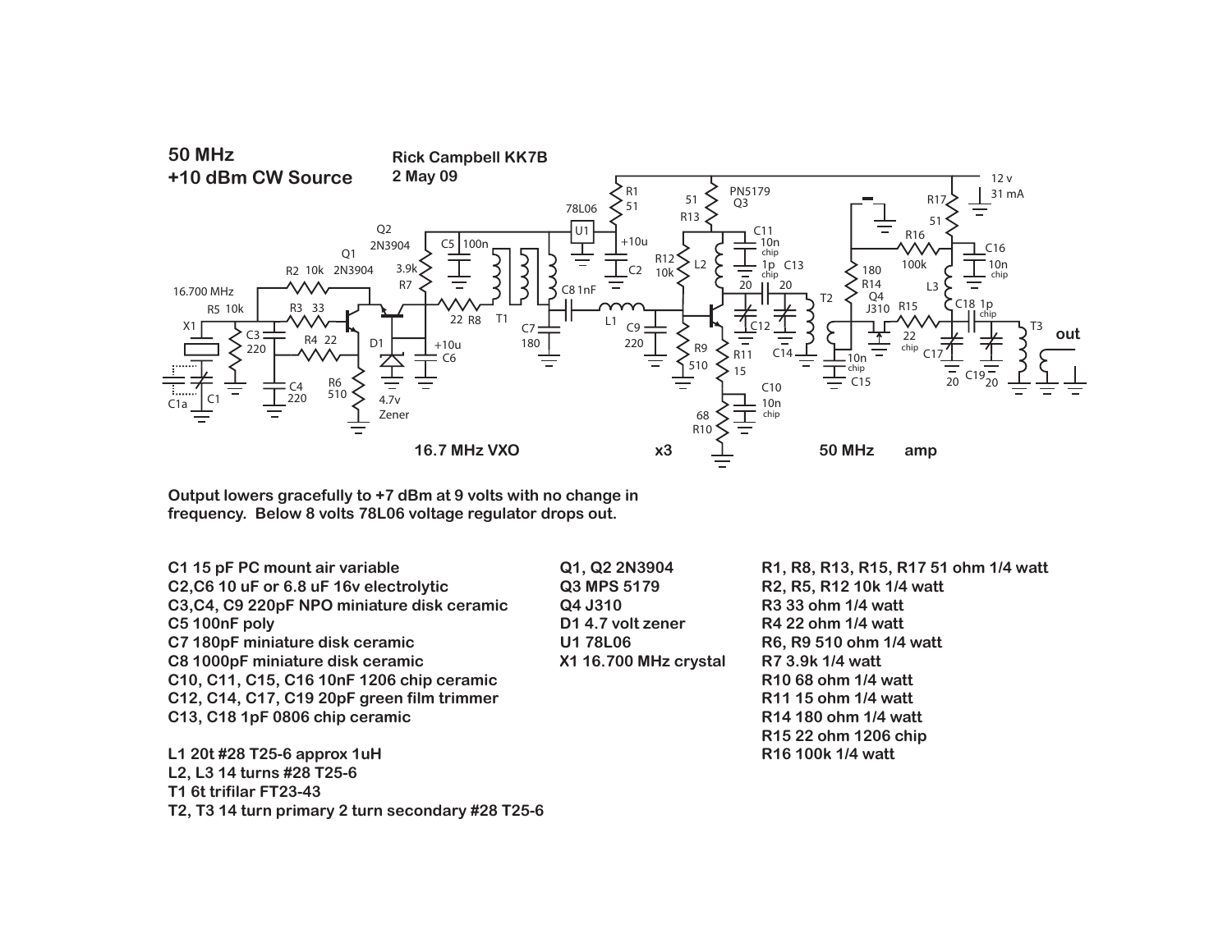**50 MHz**
**+10 dBm CW Source**

**Rick Campbell KK7B**
**2 May 09**

**16.7 MHz VXO** | **x3** | **50 MHz amp**

**Output lowers gracefully to +7 dBm at 9 volts with no change in frequency. Below 8 volts 78L06 voltage regulator drops out.**

**C1 15 pF PC mount air variable**
**C2,C6 10 uF or 6.8 uF 16v electrolytic**
**C3,C4, C9 220pF NPO miniature disk ceramic**
**C5 100nF poly**
**C7 180pF miniature disk ceramic**
**C8 1000pF miniature disk ceramic**
**C10, C11, C15, C16 10nF 1206 chip ceramic**
**C12, C14, C17, C19 20pF green film trimmer**
**C13, C18 1pF 0806 chip ceramic**

**L1 20t #28 T25-6 approx 1uH**
**L2, L3 14 turns #28 T25-6**
**T1 6t trifilar FT23-43**
**T2, T3 14 turn primary 2 turn secondary #28 T25-6**

**Q1, Q2 2N3904**
**Q3 MPS 5179**
**Q4 J310**
**D1 4.7 volt zener**
**U1 78L06**
**X1 16.700 MHz crystal**

**R1, R8, R13, R15, R17 51 ohm 1/4 watt**
**R2, R5, R12 10k 1/4 watt**
**R3 33 ohm 1/4 watt**
**R4 22 ohm 1/4 watt**
**R6, R9 510 ohm 1/4 watt**
**R7 3.9k 1/4 watt**
**R10 68 ohm 1/4 watt**
**R11 15 ohm 1/4 watt**
**R14 180 ohm 1/4 watt**
**R15 22 ohm 1206 chip**
**R16 100k 1/4 watt**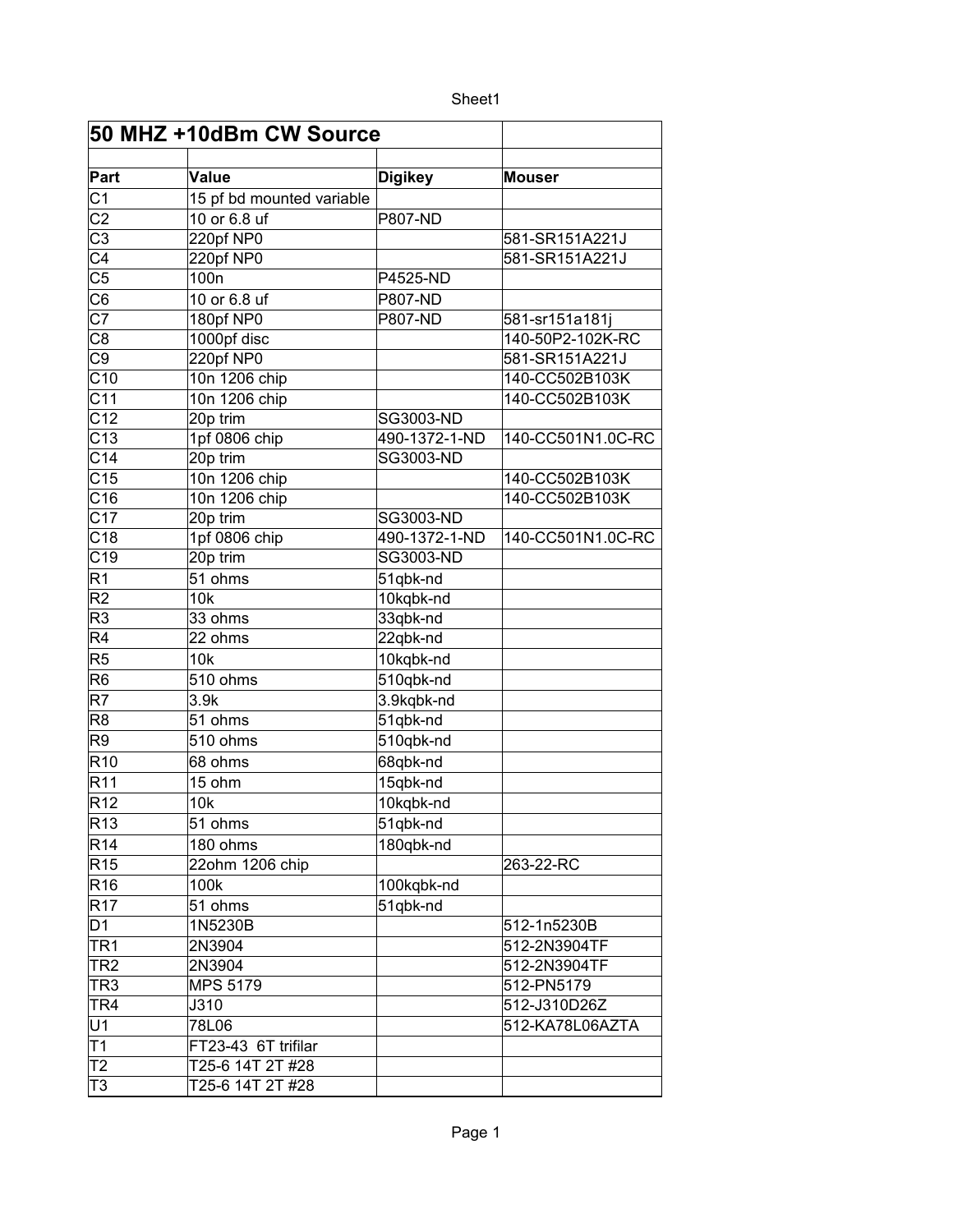| 50 MHZ +10dBm CW Source | | | |
|---|---|---|---|
| | | | |
| **Part** | **Value** | **Digikey** | **Mouser** |
| C1 | 15 pf bd mounted variable | | |
| C2 | 10 or 6.8 uf | P807-ND | |
| C3 | 220pf NP0 | | 581-SR151A221J |
| C4 | 220pf NP0 | | 581-SR151A221J |
| C5 | 100n | P4525-ND | |
| C6 | 10 or 6.8 uf | P807-ND | |
| C7 | 180pf NP0 | P807-ND | 581-sr151a181j |
| C8 | 1000pf disc | | 140-50P2-102K-RC |
| C9 | 220pf NP0 | | 581-SR151A221J |
| C10 | 10n 1206 chip | | 140-CC502B103K |
| C11 | 10n 1206 chip | | 140-CC502B103K |
| C12 | 20p trim | SG3003-ND | |
| C13 | 1pf 0806 chip | 490-1372-1-ND | 140-CC501N1.0C-RC |
| C14 | 20p trim | SG3003-ND | |
| C15 | 10n 1206 chip | | 140-CC502B103K |
| C16 | 10n 1206 chip | | 140-CC502B103K |
| C17 | 20p trim | SG3003-ND | |
| C18 | 1pf 0806 chip | 490-1372-1-ND | 140-CC501N1.0C-RC |
| C19 | 20p trim | SG3003-ND | |
| R1 | 51 ohms | 51qbk-nd | |
| R2 | 10k | 10kqbk-nd | |
| R3 | 33 ohms | 33qbk-nd | |
| R4 | 22 ohms | 22qbk-nd | |
| R5 | 10k | 10kqbk-nd | |
| R6 | 510 ohms | 510qbk-nd | |
| R7 | 3.9k | 3.9kqbk-nd | |
| R8 | 51 ohms | 51qbk-nd | |
| R9 | 510 ohms | 510qbk-nd | |
| R10 | 68 ohms | 68qbk-nd | |
| R11 | 15 ohm | 15qbk-nd | |
| R12 | 10k | 10kqbk-nd | |
| R13 | 51 ohms | 51qbk-nd | |
| R14 | 180 ohms | 180qbk-nd | |
| R15 | 22ohm 1206 chip | | 263-22-RC |
| R16 | 100k | 100kqbk-nd | |
| R17 | 51 ohms | 51qbk-nd | |
| D1 | 1N5230B | | 512-1n5230B |
| TR1 | 2N3904 | | 512-2N3904TF |
| TR2 | 2N3904 | | 512-2N3904TF |
| TR3 | MPS 5179 | | 512-PN5179 |
| TR4 | J310 | | 512-J310D26Z |
| U1 | 78L06 | | 512-KA78L06AZTA |
| T1 | FT23-43 6T trifilar | | |
| T2 | T25-6 14T 2T #28 | | |
| T3 | T25-6 14T 2T #28 | | |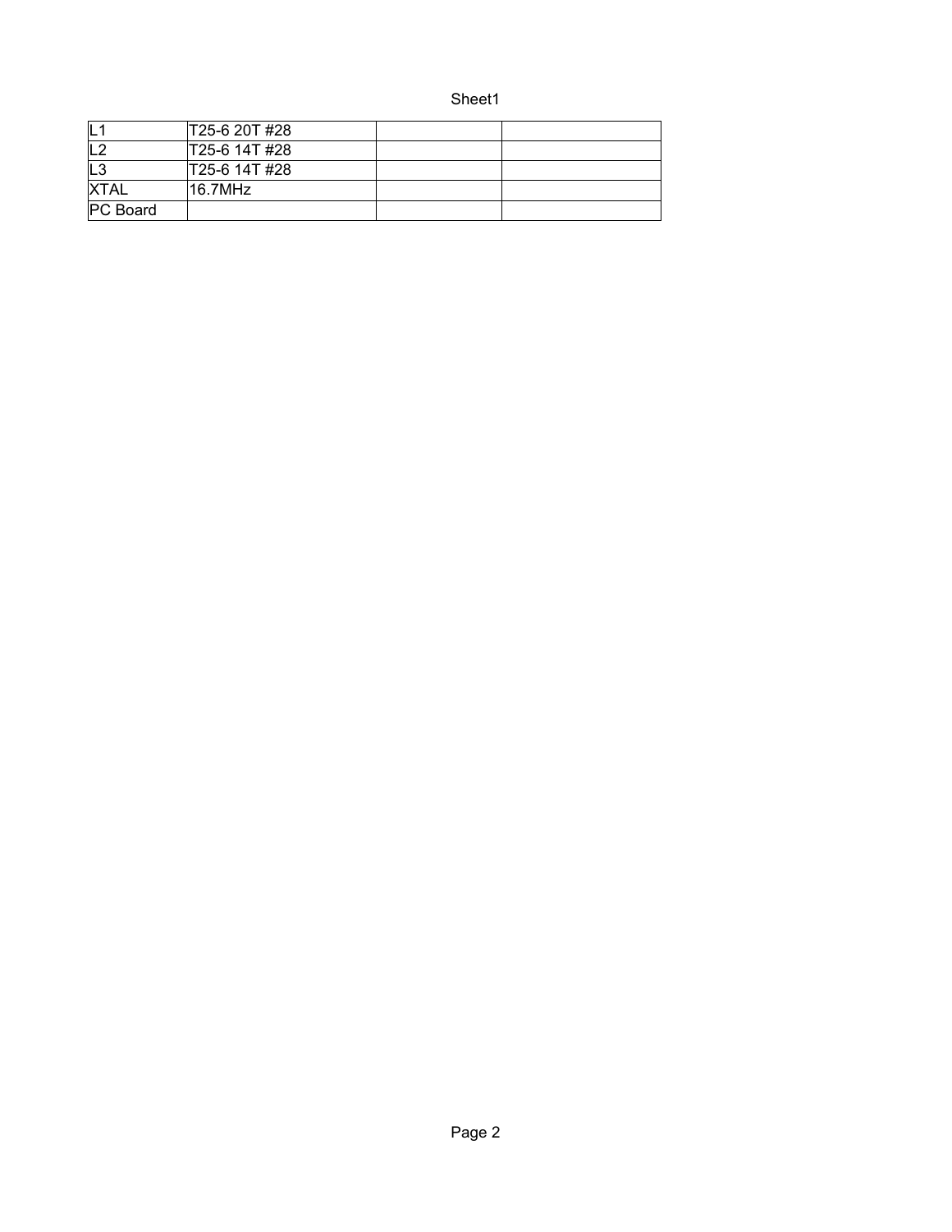| | | | |
|---|---|---|---|
| L1 | T25-6 20T #28 | | |
| L2 | T25-6 14T #28 | | |
| L3 | T25-6 14T #28 | | |
| XTAL | 16.7MHz | | |
| PC Board | | | |